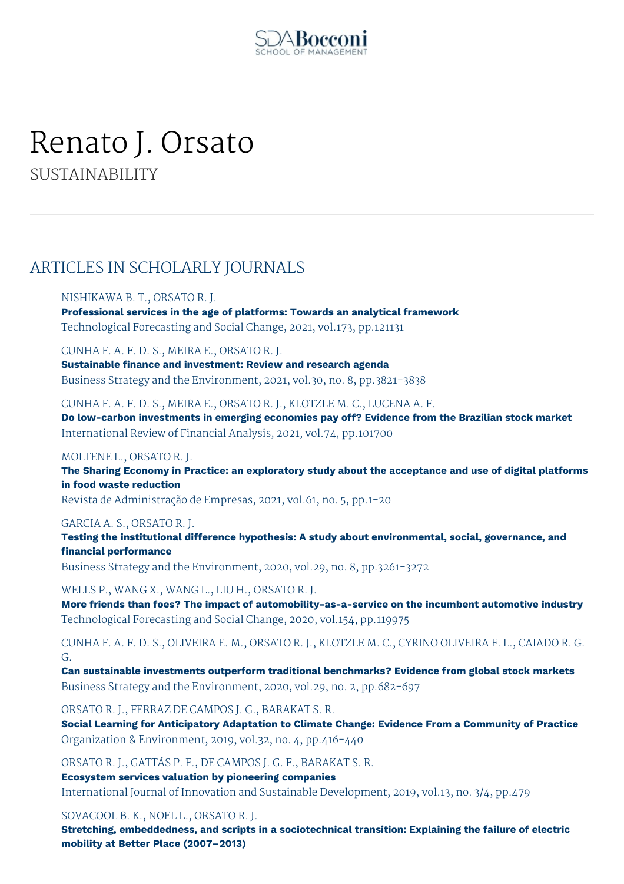# Renato J. Orsato

SUSTAINABILITY

## ARTICLES IN SCHOLARLY JOURNALS

NISHIKAWA B. T., ORSATO R. J.
**Professional services in the age of platforms: Towards an analytical framework**
Technological Forecasting and Social Change, 2021, vol.173, pp.121131

CUNHA F. A. F. D. S., MEIRA E., ORSATO R. J.
**Sustainable finance and investment: Review and research agenda**
Business Strategy and the Environment, 2021, vol.30, no. 8, pp.3821-3838

CUNHA F. A. F. D. S., MEIRA E., ORSATO R. J., KLOTZLE M. C., LUCENA A. F.
**Do low-carbon investments in emerging economies pay off? Evidence from the Brazilian stock market**
International Review of Financial Analysis, 2021, vol.74, pp.101700

MOLTENE L., ORSATO R. J.
**The Sharing Economy in Practice: an exploratory study about the acceptance and use of digital platforms in food waste reduction**
Revista de Administração de Empresas, 2021, vol.61, no. 5, pp.1-20

GARCIA A. S., ORSATO R. J.
**Testing the institutional difference hypothesis: A study about environmental, social, governance, and financial performance**
Business Strategy and the Environment, 2020, vol.29, no. 8, pp.3261-3272

WELLS P., WANG X., WANG L., LIU H., ORSATO R. J.
**More friends than foes? The impact of automobility-as-a-service on the incumbent automotive industry**
Technological Forecasting and Social Change, 2020, vol.154, pp.119975

CUNHA F. A. F. D. S., OLIVEIRA E. M., ORSATO R. J., KLOTZLE M. C., CYRINO OLIVEIRA F. L., CAIADO R. G. G.
**Can sustainable investments outperform traditional benchmarks? Evidence from global stock markets**
Business Strategy and the Environment, 2020, vol.29, no. 2, pp.682-697

ORSATO R. J., FERRAZ DE CAMPOS J. G., BARAKAT S. R.
**Social Learning for Anticipatory Adaptation to Climate Change: Evidence From a Community of Practice**
Organization & Environment, 2019, vol.32, no. 4, pp.416-440

ORSATO R. J., GATTÁS P. F., DE CAMPOS J. G. F., BARAKAT S. R.
**Ecosystem services valuation by pioneering companies**
International Journal of Innovation and Sustainable Development, 2019, vol.13, no. 3/4, pp.479

SOVACOOL B. K., NOEL L., ORSATO R. J.
**Stretching, embeddedness, and scripts in a sociotechnical transition: Explaining the failure of electric mobility at Better Place (2007–2013)**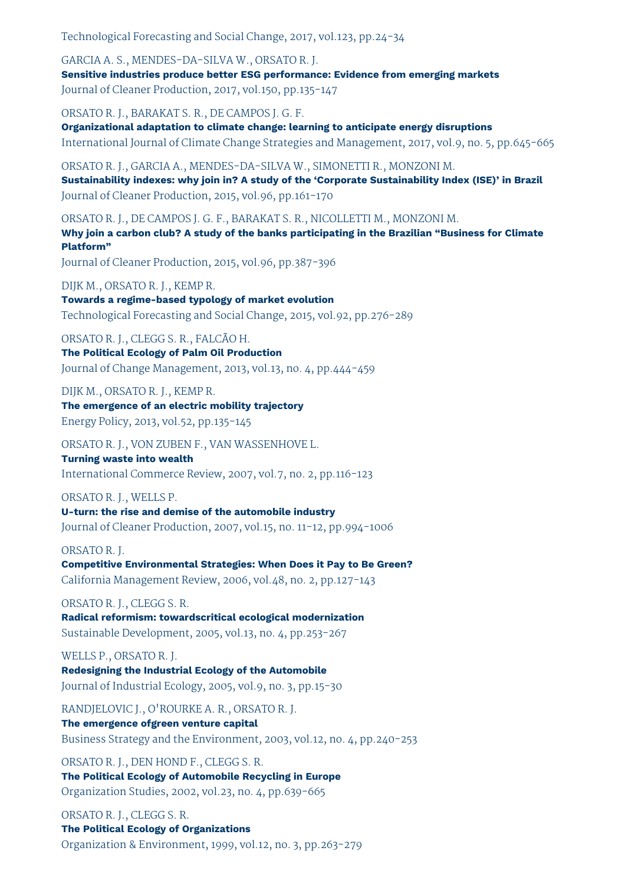Technological Forecasting and Social Change, 2017, vol.123, pp.24-34

GARCIA A. S., MENDES-DA-SILVA W., ORSATO R. J.
**Sensitive industries produce better ESG performance: Evidence from emerging markets**
Journal of Cleaner Production, 2017, vol.150, pp.135-147

ORSATO R. J., BARAKAT S. R., DE CAMPOS J. G. F.
**Organizational adaptation to climate change: learning to anticipate energy disruptions**
International Journal of Climate Change Strategies and Management, 2017, vol.9, no. 5, pp.645-665

ORSATO R. J., GARCIA A., MENDES-DA-SILVA W., SIMONETTI R., MONZONI M.
**Sustainability indexes: why join in? A study of the 'Corporate Sustainability Index (ISE)' in Brazil**
Journal of Cleaner Production, 2015, vol.96, pp.161-170

ORSATO R. J., DE CAMPOS J. G. F., BARAKAT S. R., NICOLLETTI M., MONZONI M.
**Why join a carbon club? A study of the banks participating in the Brazilian "Business for Climate Platform"**
Journal of Cleaner Production, 2015, vol.96, pp.387-396

DIJK M., ORSATO R. J., KEMP R.
**Towards a regime-based typology of market evolution**
Technological Forecasting and Social Change, 2015, vol.92, pp.276-289

ORSATO R. J., CLEGG S. R., FALCÃO H.
**The Political Ecology of Palm Oil Production**
Journal of Change Management, 2013, vol.13, no. 4, pp.444-459

DIJK M., ORSATO R. J., KEMP R.
**The emergence of an electric mobility trajectory**
Energy Policy, 2013, vol.52, pp.135-145

ORSATO R. J., VON ZUBEN F., VAN WASSENHOVE L.
**Turning waste into wealth**
International Commerce Review, 2007, vol.7, no. 2, pp.116-123

ORSATO R. J., WELLS P.
**U-turn: the rise and demise of the automobile industry**
Journal of Cleaner Production, 2007, vol.15, no. 11-12, pp.994-1006

ORSATO R. J.
**Competitive Environmental Strategies: When Does it Pay to Be Green?**
California Management Review, 2006, vol.48, no. 2, pp.127-143

ORSATO R. J., CLEGG S. R.
**Radical reformism: towardscritical ecological modernization**
Sustainable Development, 2005, vol.13, no. 4, pp.253-267

WELLS P., ORSATO R. J.
**Redesigning the Industrial Ecology of the Automobile**
Journal of Industrial Ecology, 2005, vol.9, no. 3, pp.15-30

RANDJELOVIC J., O'ROURKE A. R., ORSATO R. J.
**The emergence ofgreen venture capital**
Business Strategy and the Environment, 2003, vol.12, no. 4, pp.240-253

ORSATO R. J., DEN HOND F., CLEGG S. R.
**The Political Ecology of Automobile Recycling in Europe**
Organization Studies, 2002, vol.23, no. 4, pp.639-665

ORSATO R. J., CLEGG S. R.
**The Political Ecology of Organizations**
Organization & Environment, 1999, vol.12, no. 3, pp.263-279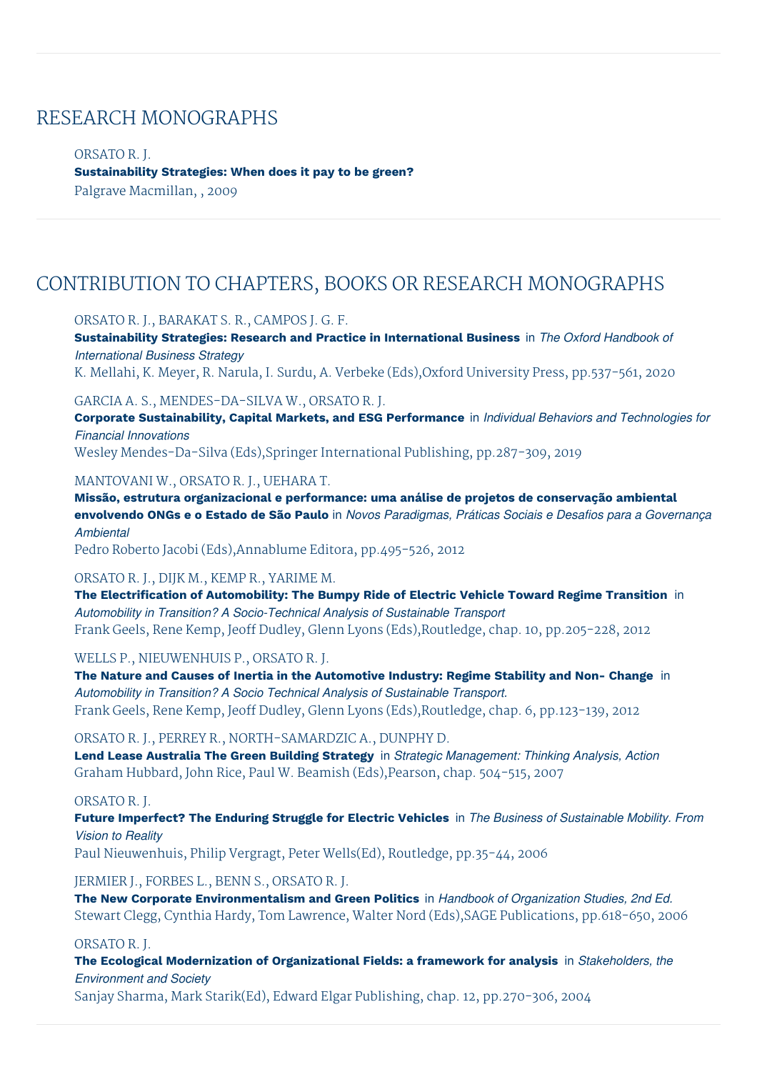## RESEARCH MONOGRAPHS

ORSATO R. J.
**Sustainability Strategies: When does it pay to be green?**
Palgrave Macmillan, , 2009

## CONTRIBUTION TO CHAPTERS, BOOKS OR RESEARCH MONOGRAPHS

ORSATO R. J., BARAKAT S. R., CAMPOS J. G. F.
**Sustainability Strategies: Research and Practice in International Business** in *The Oxford Handbook of International Business Strategy*
K. Mellahi, K. Meyer, R. Narula, I. Surdu, A. Verbeke (Eds),Oxford University Press, pp.537-561, 2020

GARCIA A. S., MENDES-DA-SILVA W., ORSATO R. J.
**Corporate Sustainability, Capital Markets, and ESG Performance** in *Individual Behaviors and Technologies for Financial Innovations*
Wesley Mendes-Da-Silva (Eds),Springer International Publishing, pp.287-309, 2019

MANTOVANI W., ORSATO R. J., UEHARA T.
**Missão, estrutura organizacional e performance: uma análise de projetos de conservação ambiental envolvendo ONGs e o Estado de São Paulo** in *Novos Paradigmas, Práticas Sociais e Desafios para a Governança Ambiental*
Pedro Roberto Jacobi (Eds),Annablume Editora, pp.495-526, 2012

ORSATO R. J., DIJK M., KEMP R., YARIME M.
**The Electrification of Automobility: The Bumpy Ride of Electric Vehicle Toward Regime Transition** in *Automobility in Transition? A Socio-Technical Analysis of Sustainable Transport*
Frank Geels, Rene Kemp, Jeoff Dudley, Glenn Lyons (Eds),Routledge, chap. 10, pp.205-228, 2012

WELLS P., NIEUWENHUIS P., ORSATO R. J.
**The Nature and Causes of Inertia in the Automotive Industry: Regime Stability and Non- Change** in *Automobility in Transition? A Socio Technical Analysis of Sustainable Transport.*
Frank Geels, Rene Kemp, Jeoff Dudley, Glenn Lyons (Eds),Routledge, chap. 6, pp.123-139, 2012

ORSATO R. J., PERREY R., NORTH-SAMARDZIC A., DUNPHY D.
**Lend Lease Australia The Green Building Strategy** in *Strategic Management: Thinking Analysis, Action*
Graham Hubbard, John Rice, Paul W. Beamish (Eds),Pearson, chap. 504-515, 2007

ORSATO R. J.
**Future Imperfect? The Enduring Struggle for Electric Vehicles** in *The Business of Sustainable Mobility. From Vision to Reality*
Paul Nieuwenhuis, Philip Vergragt, Peter Wells(Ed), Routledge, pp.35-44, 2006

JERMIER J., FORBES L., BENN S., ORSATO R. J.
**The New Corporate Environmentalism and Green Politics** in *Handbook of Organization Studies, 2nd Ed.*
Stewart Clegg, Cynthia Hardy, Tom Lawrence, Walter Nord (Eds),SAGE Publications, pp.618-650, 2006

ORSATO R. J.
**The Ecological Modernization of Organizational Fields: a framework for analysis** in *Stakeholders, the Environment and Society*
Sanjay Sharma, Mark Starik(Ed), Edward Elgar Publishing, chap. 12, pp.270-306, 2004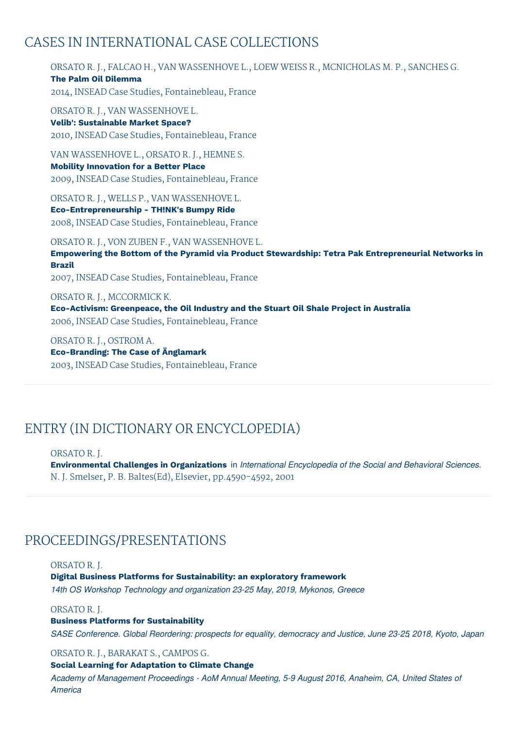## CASES IN INTERNATIONAL CASE COLLECTIONS

ORSATO R. J., FALCAO H., VAN WASSENHOVE L., LOEW WEISS R., MCNICHOLAS M. P., SANCHES G.
**The Palm Oil Dilemma**
2014, INSEAD Case Studies, Fontainebleau, France

ORSATO R. J., VAN WASSENHOVE L.
**Velib': Sustainable Market Space?**
2010, INSEAD Case Studies, Fontainebleau, France

VAN WASSENHOVE L., ORSATO R. J., HEMNE S.
**Mobility Innovation for a Better Place**
2009, INSEAD Case Studies, Fontainebleau, France

ORSATO R. J., WELLS P., VAN WASSENHOVE L.
**Eco-Entrepreneurship - TH!NK's Bumpy Ride**
2008, INSEAD Case Studies, Fontainebleau, France

ORSATO R. J., VON ZUBEN F., VAN WASSENHOVE L.
**Empowering the Bottom of the Pyramid via Product Stewardship: Tetra Pak Entrepreneurial Networks in Brazil**
2007, INSEAD Case Studies, Fontainebleau, France

ORSATO R. J., MCCORMICK K.
**Eco-Activism: Greenpeace, the Oil Industry and the Stuart Oil Shale Project in Australia**
2006, INSEAD Case Studies, Fontainebleau, France

ORSATO R. J., OSTROM A.
**Eco-Branding: The Case of Änglamark**
2003, INSEAD Case Studies, Fontainebleau, France

## ENTRY (IN DICTIONARY OR ENCYCLOPEDIA)

ORSATO R. J.
**Environmental Challenges in Organizations** in *International Encyclopedia of the Social and Behavioral Sciences.*
N. J. Smelser, P. B. Baltes(Ed), Elsevier, pp.4590-4592, 2001

## PROCEEDINGS/PRESENTATIONS

ORSATO R. J.
**Digital Business Platforms for Sustainability: an exploratory framework**
*14th OS Workshop Technology and organization 23-25 May, 2019, Mykonos, Greece*

ORSATO R. J.
**Business Platforms for Sustainability**
*SASE Conference. Global Reordering: prospects for equality, democracy and Justice, June 23-25, 2018, Kyoto, Japan*

ORSATO R. J., BARAKAT S., CAMPOS G.
**Social Learning for Adaptation to Climate Change**
*Academy of Management Proceedings - AoM Annual Meeting, 5-9 August, 2016, Anaheim, CA, United States of America*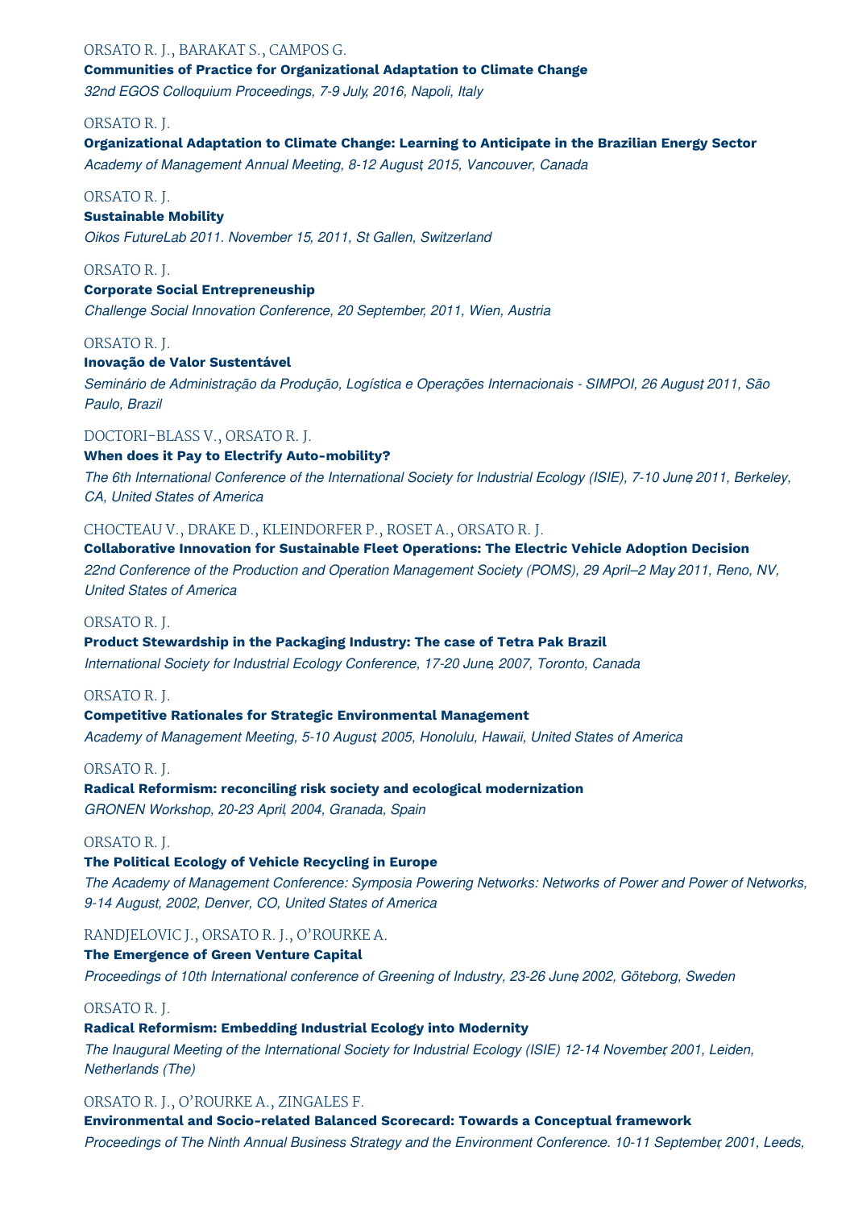ORSATO R. J., BARAKAT S., CAMPOS G.

**Communities of Practice for Organizational Adaptation to Climate Change**

*32nd EGOS Colloquium Proceedings, 7-9 July, 2016, Napoli, Italy*

ORSATO R. J.

**Organizational Adaptation to Climate Change: Learning to Anticipate in the Brazilian Energy Sector**

*Academy of Management Annual Meeting, 8-12 August, 2015, Vancouver, Canada*

ORSATO R. J.

**Sustainable Mobility**

*Oikos FutureLab 2011. November 15, 2011, St Gallen, Switzerland*

ORSATO R. J.

**Corporate Social Entrepreneuship**

*Challenge Social Innovation Conference, 20 September, 2011, Wien, Austria*

ORSATO R. J.

**Inovação de Valor Sustentável**

*Seminário de Administração da Produção, Logística e Operações Internacionais - SIMPOI, 26 August, 2011, São Paulo, Brazil*

DOCTORI-BLASS V., ORSATO R. J.

**When does it Pay to Electrify Auto-mobility?**

*The 6th International Conference of the International Society for Industrial Ecology (ISIE), 7-10 June, 2011, Berkeley, CA, United States of America*

CHOCTEAU V., DRAKE D., KLEINDORFER P., ROSET A., ORSATO R. J.

**Collaborative Innovation for Sustainable Fleet Operations: The Electric Vehicle Adoption Decision**

*22nd Conference of the Production and Operation Management Society (POMS), 29 April–2 May 2011, Reno, NV, United States of America*

ORSATO R. J.

**Product Stewardship in the Packaging Industry: The case of Tetra Pak Brazil**

*International Society for Industrial Ecology Conference, 17-20 June, 2007, Toronto, Canada*

ORSATO R. J.

**Competitive Rationales for Strategic Environmental Management**

*Academy of Management Meeting, 5-10 August, 2005, Honolulu, Hawaii, United States of America*

ORSATO R. J.

**Radical Reformism: reconciling risk society and ecological modernization**

*GRONEN Workshop, 20-23 April, 2004, Granada, Spain*

ORSATO R. J.

**The Political Ecology of Vehicle Recycling in Europe**

*The Academy of Management Conference: Symposia Powering Networks: Networks of Power and Power of Networks, 9-14 August, 2002, Denver, CO, United States of America*

RANDJELOVIC J., ORSATO R. J., O'ROURKE A.

**The Emergence of Green Venture Capital**

*Proceedings of 10th International conference of Greening of Industry, 23-26 June, 2002, Göteborg, Sweden*

ORSATO R. J.

**Radical Reformism: Embedding Industrial Ecology into Modernity**

*The Inaugural Meeting of the International Society for Industrial Ecology (ISIE) 12-14 November, 2001, Leiden, Netherlands (The)*

ORSATO R. J., O'ROURKE A., ZINGALES F.

**Environmental and Socio-related Balanced Scorecard: Towards a Conceptual framework**

*Proceedings of The Ninth Annual Business Strategy and the Environment Conference. 10-11 September, 2001, Leeds,*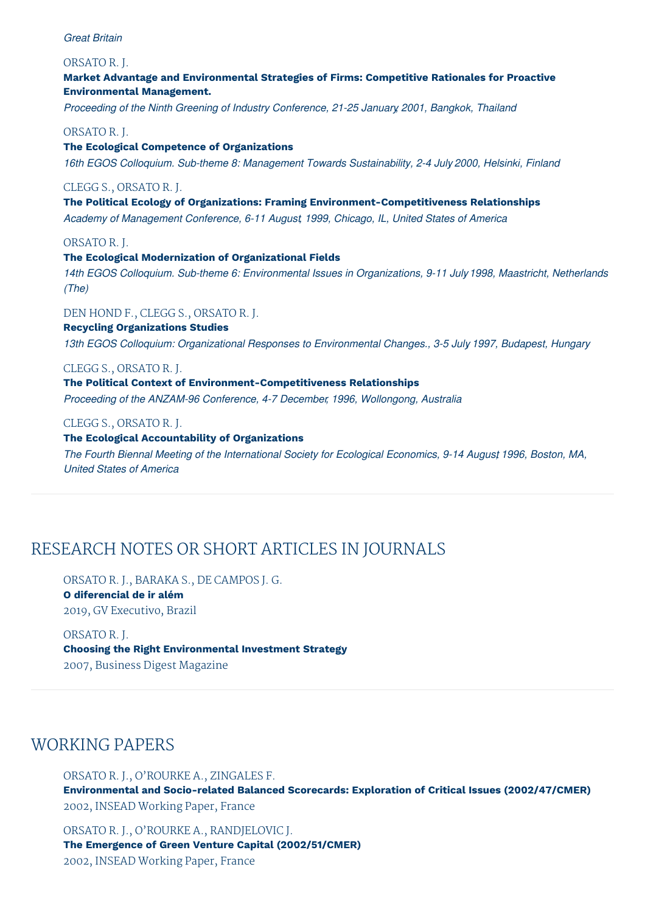*Great Britain*

ORSATO R. J.
**Market Advantage and Environmental Strategies of Firms: Competitive Rationales for Proactive Environmental Management.**
*Proceeding of the Ninth Greening of Industry Conference, 21-25 January, 2001, Bangkok, Thailand*

ORSATO R. J.
**The Ecological Competence of Organizations**
*16th EGOS Colloquium. Sub-theme 8: Management Towards Sustainability, 2-4 July 2000, Helsinki, Finland*

CLEGG S., ORSATO R. J.
**The Political Ecology of Organizations: Framing Environment-Competitiveness Relationships**
*Academy of Management Conference, 6-11 August, 1999, Chicago, IL, United States of America*

ORSATO R. J.
**The Ecological Modernization of Organizational Fields**
*14th EGOS Colloquium. Sub-theme 6: Environmental Issues in Organizations, 9-11 July 1998, Maastricht, Netherlands (The)*

DEN HOND F., CLEGG S., ORSATO R. J.
**Recycling Organizations Studies**
*13th EGOS Colloquium: Organizational Responses to Environmental Changes., 3-5 July 1997, Budapest, Hungary*

CLEGG S., ORSATO R. J.
**The Political Context of Environment-Competitiveness Relationships**
*Proceeding of the ANZAM-96 Conference, 4-7 December, 1996, Wollongong, Australia*

CLEGG S., ORSATO R. J.
**The Ecological Accountability of Organizations**
*The Fourth Biennal Meeting of the International Society for Ecological Economics, 9-14 August, 1996, Boston, MA, United States of America*

## RESEARCH NOTES OR SHORT ARTICLES IN JOURNALS

ORSATO R. J., BARAKA S., DE CAMPOS J. G.
**O diferencial de ir além**
2019, GV Executivo, Brazil

ORSATO R. J.
**Choosing the Right Environmental Investment Strategy**
2007, Business Digest Magazine

## WORKING PAPERS

ORSATO R. J., O'ROURKE A., ZINGALES F.
**Environmental and Socio-related Balanced Scorecards: Exploration of Critical Issues (2002/47/CMER)**
2002, INSEAD Working Paper, France

ORSATO R. J., O'ROURKE A., RANDJELOVIC J.
**The Emergence of Green Venture Capital (2002/51/CMER)**
2002, INSEAD Working Paper, France